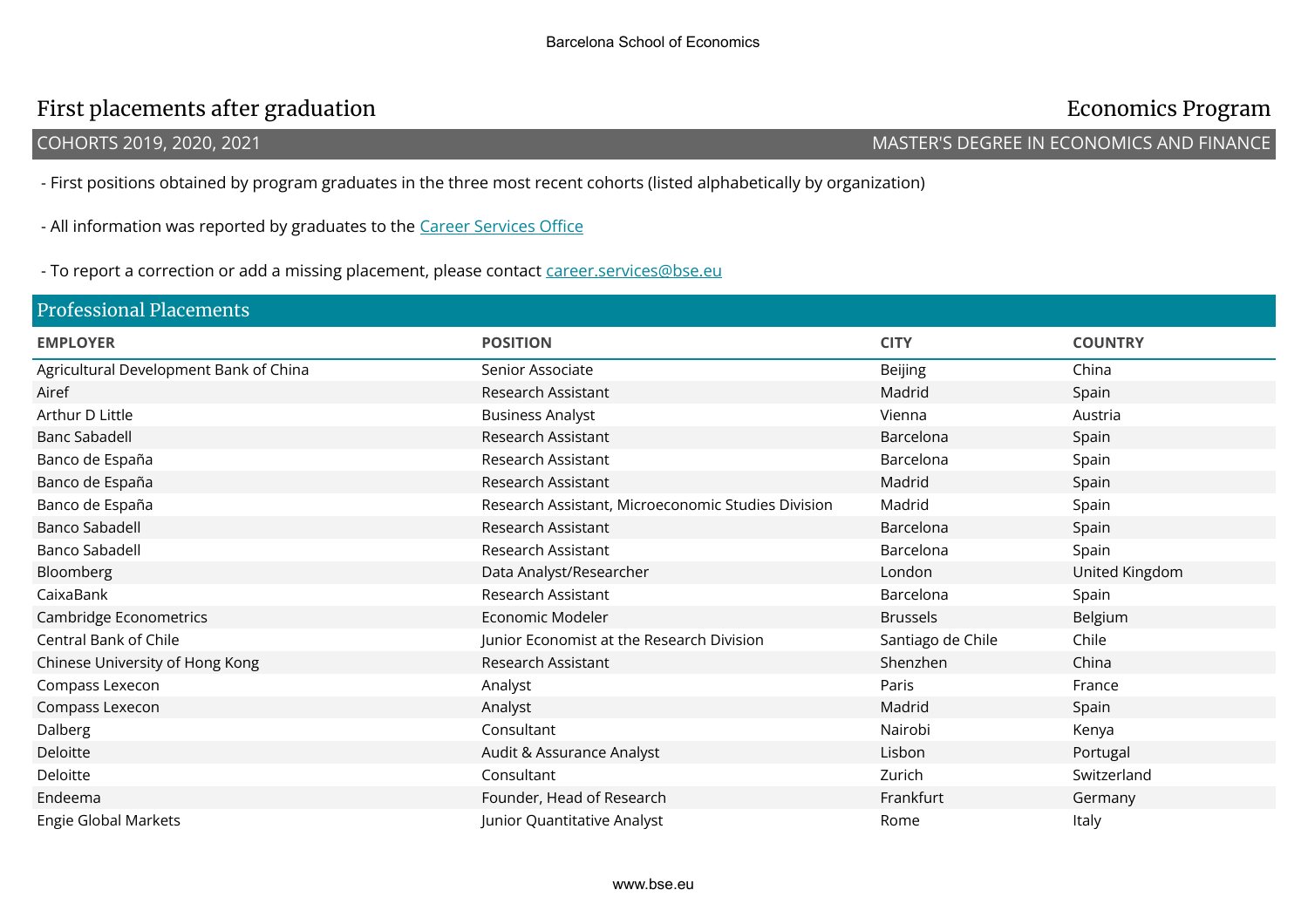# First placements after graduation

## Economics Program

COHORTS 2019, 2020, 2021 — MASTER'S DEGREE IN ECONOMICS AND FINANCE

- First positions obtained by program graduates in the three most recent cohorts (listed alphabetically by organization)

- All information was reported by graduates to the [Career Services Office](#)

- To report a correction or add a missing placement, please contact [career.services@bse.eu](mailto:career.services@bse.eu)

## Professional Placements

| EMPLOYER | POSITION | CITY | COUNTRY |
|---|---|---|---|
| Agricultural Development Bank of China | Senior Associate | Beijing | China |
| Airef | Research Assistant | Madrid | Spain |
| Arthur D Little | Business Analyst | Vienna | Austria |
| Banc Sabadell | Research Assistant | Barcelona | Spain |
| Banco de España | Research Assistant | Barcelona | Spain |
| Banco de España | Research Assistant | Madrid | Spain |
| Banco de España | Research Assistant, Microeconomic Studies Division | Madrid | Spain |
| Banco Sabadell | Research Assistant | Barcelona | Spain |
| Banco Sabadell | Research Assistant | Barcelona | Spain |
| Bloomberg | Data Analyst/Researcher | London | United Kingdom |
| CaixaBank | Research Assistant | Barcelona | Spain |
| Cambridge Econometrics | Economic Modeler | Brussels | Belgium |
| Central Bank of Chile | Junior Economist at the Research Division | Santiago de Chile | Chile |
| Chinese University of Hong Kong | Research Assistant | Shenzhen | China |
| Compass Lexecon | Analyst | Paris | France |
| Compass Lexecon | Analyst | Madrid | Spain |
| Dalberg | Consultant | Nairobi | Kenya |
| Deloitte | Audit & Assurance Analyst | Lisbon | Portugal |
| Deloitte | Consultant | Zurich | Switzerland |
| Endeema | Founder, Head of Research | Frankfurt | Germany |
| Engie Global Markets | Junior Quantitative Analyst | Rome | Italy |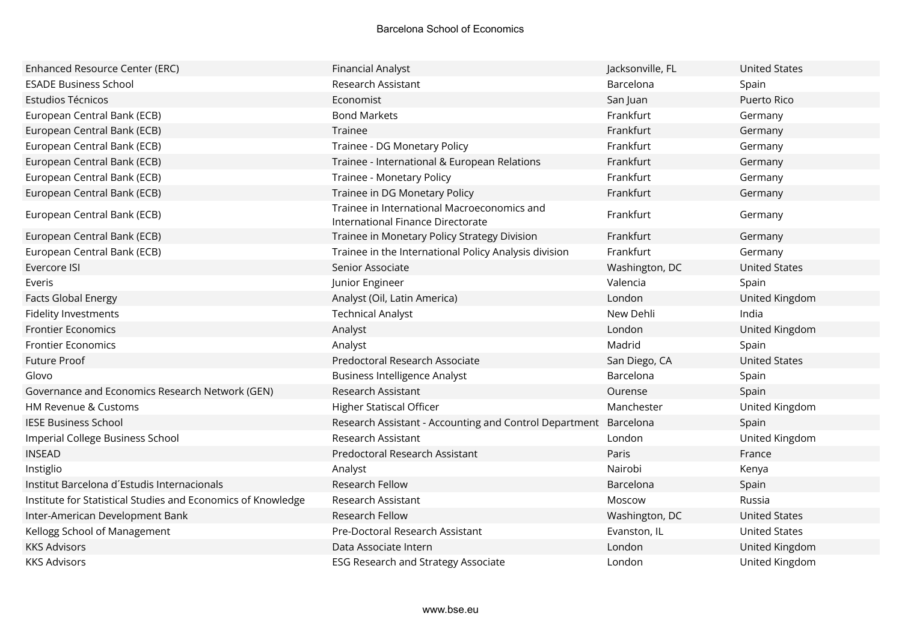| | | | |
|---|---|---|---|
| Enhanced Resource Center (ERC) | Financial Analyst | Jacksonville, FL | United States |
| ESADE Business School | Research Assistant | Barcelona | Spain |
| Estudios Técnicos | Economist | San Juan | Puerto Rico |
| European Central Bank (ECB) | Bond Markets | Frankfurt | Germany |
| European Central Bank (ECB) | Trainee | Frankfurt | Germany |
| European Central Bank (ECB) | Trainee - DG Monetary Policy | Frankfurt | Germany |
| European Central Bank (ECB) | Trainee - International & European Relations | Frankfurt | Germany |
| European Central Bank (ECB) | Trainee - Monetary Policy | Frankfurt | Germany |
| European Central Bank (ECB) | Trainee in DG Monetary Policy | Frankfurt | Germany |
| European Central Bank (ECB) | Trainee in International Macroeconomics and International Finance Directorate | Frankfurt | Germany |
| European Central Bank (ECB) | Trainee in Monetary Policy Strategy Division | Frankfurt | Germany |
| European Central Bank (ECB) | Trainee in the International Policy Analysis division | Frankfurt | Germany |
| Evercore ISI | Senior Associate | Washington, DC | United States |
| Everis | Junior Engineer | Valencia | Spain |
| Facts Global Energy | Analyst (Oil, Latin America) | London | United Kingdom |
| Fidelity Investments | Technical Analyst | New Dehli | India |
| Frontier Economics | Analyst | London | United Kingdom |
| Frontier Economics | Analyst | Madrid | Spain |
| Future Proof | Predoctoral Research Associate | San Diego, CA | United States |
| Glovo | Business Intelligence Analyst | Barcelona | Spain |
| Governance and Economics Research Network (GEN) | Research Assistant | Ourense | Spain |
| HM Revenue & Customs | Higher Statiscal Officer | Manchester | United Kingdom |
| IESE Business School | Research Assistant - Accounting and Control Department | Barcelona | Spain |
| Imperial College Business School | Research Assistant | London | United Kingdom |
| INSEAD | Predoctoral Research Assistant | Paris | France |
| Instiglio | Analyst | Nairobi | Kenya |
| Institut Barcelona d´Estudis Internacionals | Research Fellow | Barcelona | Spain |
| Institute for Statistical Studies and Economics of Knowledge | Research Assistant | Moscow | Russia |
| Inter-American Development Bank | Research Fellow | Washington, DC | United States |
| Kellogg School of Management | Pre-Doctoral Research Assistant | Evanston, IL | United States |
| KKS Advisors | Data Associate Intern | London | United Kingdom |
| KKS Advisors | ESG Research and Strategy Associate | London | United Kingdom |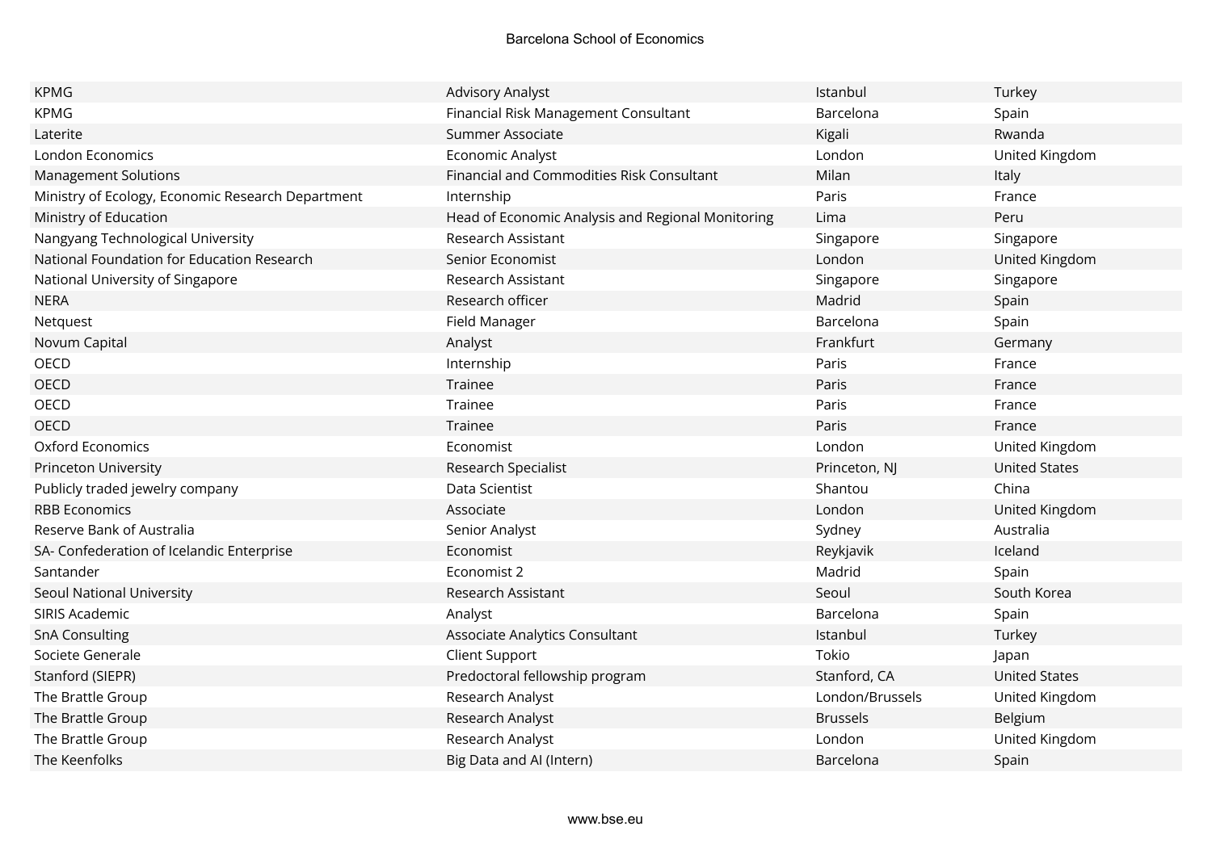| | | | |
|---|---|---|---|
| KPMG | Advisory Analyst | Istanbul | Turkey |
| KPMG | Financial Risk Management Consultant | Barcelona | Spain |
| Laterite | Summer Associate | Kigali | Rwanda |
| London Economics | Economic Analyst | London | United Kingdom |
| Management Solutions | Financial and Commodities Risk Consultant | Milan | Italy |
| Ministry of Ecology, Economic Research Department | Internship | Paris | France |
| Ministry of Education | Head of Economic Analysis and Regional Monitoring | Lima | Peru |
| Nangyang Technological University | Research Assistant | Singapore | Singapore |
| National Foundation for Education Research | Senior Economist | London | United Kingdom |
| National University of Singapore | Research Assistant | Singapore | Singapore |
| NERA | Research officer | Madrid | Spain |
| Netquest | Field Manager | Barcelona | Spain |
| Novum Capital | Analyst | Frankfurt | Germany |
| OECD | Internship | Paris | France |
| OECD | Trainee | Paris | France |
| OECD | Trainee | Paris | France |
| OECD | Trainee | Paris | France |
| Oxford Economics | Economist | London | United Kingdom |
| Princeton University | Research Specialist | Princeton, NJ | United States |
| Publicly traded jewelry company | Data Scientist | Shantou | China |
| RBB Economics | Associate | London | United Kingdom |
| Reserve Bank of Australia | Senior Analyst | Sydney | Australia |
| SA- Confederation of Icelandic Enterprise | Economist | Reykjavik | Iceland |
| Santander | Economist 2 | Madrid | Spain |
| Seoul National University | Research Assistant | Seoul | South Korea |
| SIRIS Academic | Analyst | Barcelona | Spain |
| SnA Consulting | Associate Analytics Consultant | Istanbul | Turkey |
| Societe Generale | Client Support | Tokio | Japan |
| Stanford (SIEPR) | Predoctoral fellowship program | Stanford, CA | United States |
| The Brattle Group | Research Analyst | London/Brussels | United Kingdom |
| The Brattle Group | Research Analyst | Brussels | Belgium |
| The Brattle Group | Research Analyst | London | United Kingdom |
| The Keenfolks | Big Data and AI (Intern) | Barcelona | Spain |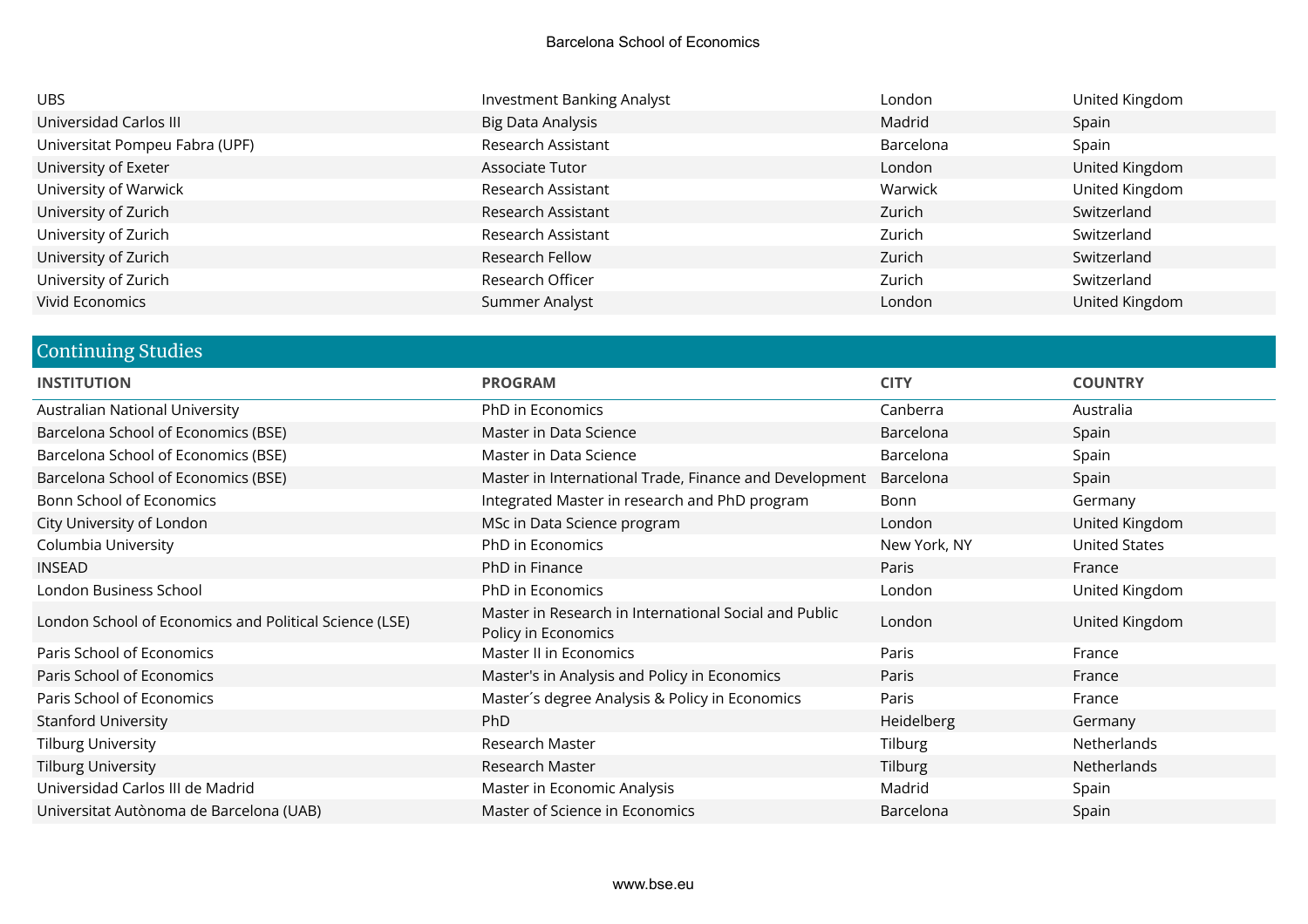| | | | |
|---|---|---|---|
| UBS | Investment Banking Analyst | London | United Kingdom |
| Universidad Carlos III | Big Data Analysis | Madrid | Spain |
| Universitat Pompeu Fabra (UPF) | Research Assistant | Barcelona | Spain |
| University of Exeter | Associate Tutor | London | United Kingdom |
| University of Warwick | Research Assistant | Warwick | United Kingdom |
| University of Zurich | Research Assistant | Zurich | Switzerland |
| University of Zurich | Research Assistant | Zurich | Switzerland |
| University of Zurich | Research Fellow | Zurich | Switzerland |
| University of Zurich | Research Officer | Zurich | Switzerland |
| Vivid Economics | Summer Analyst | London | United Kingdom |

## Continuing Studies

| INSTITUTION | PROGRAM | CITY | COUNTRY |
|---|---|---|---|
| Australian National University | PhD in Economics | Canberra | Australia |
| Barcelona School of Economics (BSE) | Master in Data Science | Barcelona | Spain |
| Barcelona School of Economics (BSE) | Master in Data Science | Barcelona | Spain |
| Barcelona School of Economics (BSE) | Master in International Trade, Finance and Development | Barcelona | Spain |
| Bonn School of Economics | Integrated Master in research and PhD program | Bonn | Germany |
| City University of London | MSc in Data Science program | London | United Kingdom |
| Columbia University | PhD in Economics | New York, NY | United States |
| INSEAD | PhD in Finance | Paris | France |
| London Business School | PhD in Economics | London | United Kingdom |
| London School of Economics and Political Science (LSE) | Master in Research in International Social and Public Policy in Economics | London | United Kingdom |
| Paris School of Economics | Master II in Economics | Paris | France |
| Paris School of Economics | Master's in Analysis and Policy in Economics | Paris | France |
| Paris School of Economics | Master´s degree Analysis & Policy in Economics | Paris | France |
| Stanford University | PhD | Heidelberg | Germany |
| Tilburg University | Research Master | Tilburg | Netherlands |
| Tilburg University | Research Master | Tilburg | Netherlands |
| Universidad Carlos III de Madrid | Master in Economic Analysis | Madrid | Spain |
| Universitat Autònoma de Barcelona (UAB) | Master of Science in Economics | Barcelona | Spain |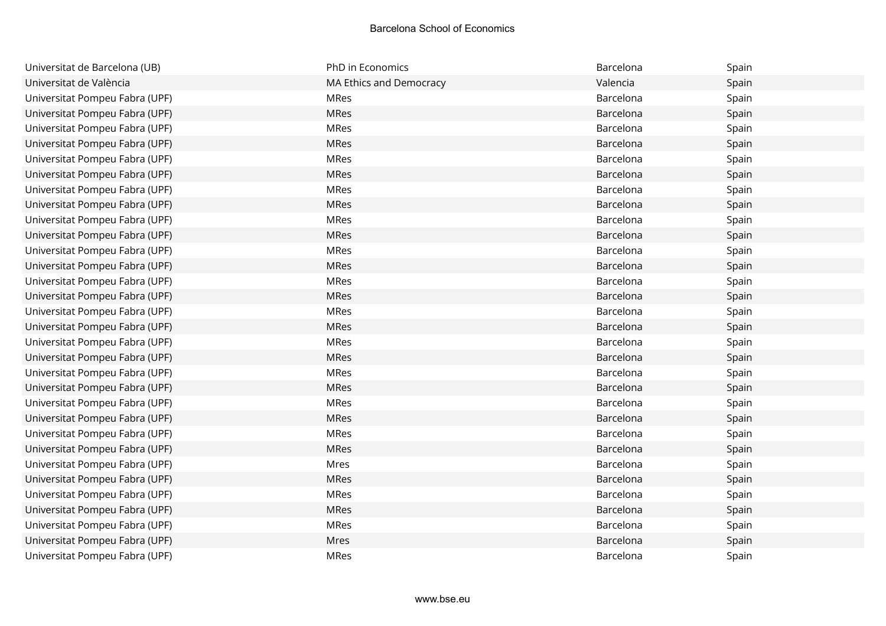| | | | |
|---|---|---|---|
| Universitat de Barcelona (UB) | PhD in Economics | Barcelona | Spain |
| Universitat de València | MA Ethics and Democracy | Valencia | Spain |
| Universitat Pompeu Fabra (UPF) | MRes | Barcelona | Spain |
| Universitat Pompeu Fabra (UPF) | MRes | Barcelona | Spain |
| Universitat Pompeu Fabra (UPF) | MRes | Barcelona | Spain |
| Universitat Pompeu Fabra (UPF) | MRes | Barcelona | Spain |
| Universitat Pompeu Fabra (UPF) | MRes | Barcelona | Spain |
| Universitat Pompeu Fabra (UPF) | MRes | Barcelona | Spain |
| Universitat Pompeu Fabra (UPF) | MRes | Barcelona | Spain |
| Universitat Pompeu Fabra (UPF) | MRes | Barcelona | Spain |
| Universitat Pompeu Fabra (UPF) | MRes | Barcelona | Spain |
| Universitat Pompeu Fabra (UPF) | MRes | Barcelona | Spain |
| Universitat Pompeu Fabra (UPF) | MRes | Barcelona | Spain |
| Universitat Pompeu Fabra (UPF) | MRes | Barcelona | Spain |
| Universitat Pompeu Fabra (UPF) | MRes | Barcelona | Spain |
| Universitat Pompeu Fabra (UPF) | MRes | Barcelona | Spain |
| Universitat Pompeu Fabra (UPF) | MRes | Barcelona | Spain |
| Universitat Pompeu Fabra (UPF) | MRes | Barcelona | Spain |
| Universitat Pompeu Fabra (UPF) | MRes | Barcelona | Spain |
| Universitat Pompeu Fabra (UPF) | MRes | Barcelona | Spain |
| Universitat Pompeu Fabra (UPF) | MRes | Barcelona | Spain |
| Universitat Pompeu Fabra (UPF) | MRes | Barcelona | Spain |
| Universitat Pompeu Fabra (UPF) | MRes | Barcelona | Spain |
| Universitat Pompeu Fabra (UPF) | MRes | Barcelona | Spain |
| Universitat Pompeu Fabra (UPF) | MRes | Barcelona | Spain |
| Universitat Pompeu Fabra (UPF) | MRes | Barcelona | Spain |
| Universitat Pompeu Fabra (UPF) | Mres | Barcelona | Spain |
| Universitat Pompeu Fabra (UPF) | MRes | Barcelona | Spain |
| Universitat Pompeu Fabra (UPF) | MRes | Barcelona | Spain |
| Universitat Pompeu Fabra (UPF) | MRes | Barcelona | Spain |
| Universitat Pompeu Fabra (UPF) | MRes | Barcelona | Spain |
| Universitat Pompeu Fabra (UPF) | Mres | Barcelona | Spain |
| Universitat Pompeu Fabra (UPF) | MRes | Barcelona | Spain |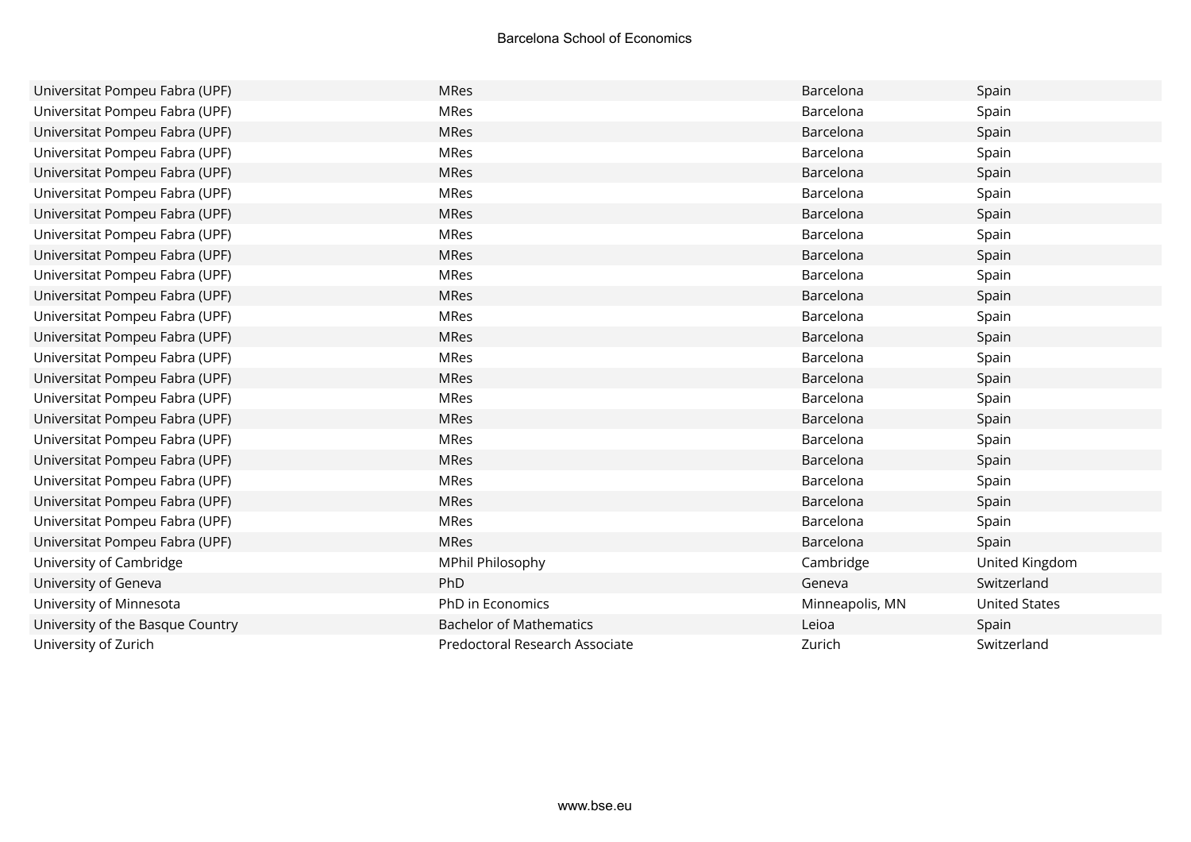| | | | |
|---|---|---|---|
| Universitat Pompeu Fabra (UPF) | MRes | Barcelona | Spain |
| Universitat Pompeu Fabra (UPF) | MRes | Barcelona | Spain |
| Universitat Pompeu Fabra (UPF) | MRes | Barcelona | Spain |
| Universitat Pompeu Fabra (UPF) | MRes | Barcelona | Spain |
| Universitat Pompeu Fabra (UPF) | MRes | Barcelona | Spain |
| Universitat Pompeu Fabra (UPF) | MRes | Barcelona | Spain |
| Universitat Pompeu Fabra (UPF) | MRes | Barcelona | Spain |
| Universitat Pompeu Fabra (UPF) | MRes | Barcelona | Spain |
| Universitat Pompeu Fabra (UPF) | MRes | Barcelona | Spain |
| Universitat Pompeu Fabra (UPF) | MRes | Barcelona | Spain |
| Universitat Pompeu Fabra (UPF) | MRes | Barcelona | Spain |
| Universitat Pompeu Fabra (UPF) | MRes | Barcelona | Spain |
| Universitat Pompeu Fabra (UPF) | MRes | Barcelona | Spain |
| Universitat Pompeu Fabra (UPF) | MRes | Barcelona | Spain |
| Universitat Pompeu Fabra (UPF) | MRes | Barcelona | Spain |
| Universitat Pompeu Fabra (UPF) | MRes | Barcelona | Spain |
| Universitat Pompeu Fabra (UPF) | MRes | Barcelona | Spain |
| Universitat Pompeu Fabra (UPF) | MRes | Barcelona | Spain |
| Universitat Pompeu Fabra (UPF) | MRes | Barcelona | Spain |
| Universitat Pompeu Fabra (UPF) | MRes | Barcelona | Spain |
| Universitat Pompeu Fabra (UPF) | MRes | Barcelona | Spain |
| Universitat Pompeu Fabra (UPF) | MRes | Barcelona | Spain |
| Universitat Pompeu Fabra (UPF) | MRes | Barcelona | Spain |
| University of Cambridge | MPhil Philosophy | Cambridge | United Kingdom |
| University of Geneva | PhD | Geneva | Switzerland |
| University of Minnesota | PhD in Economics | Minneapolis, MN | United States |
| University of the Basque Country | Bachelor of Mathematics | Leioa | Spain |
| University of Zurich | Predoctoral Research Associate | Zurich | Switzerland |